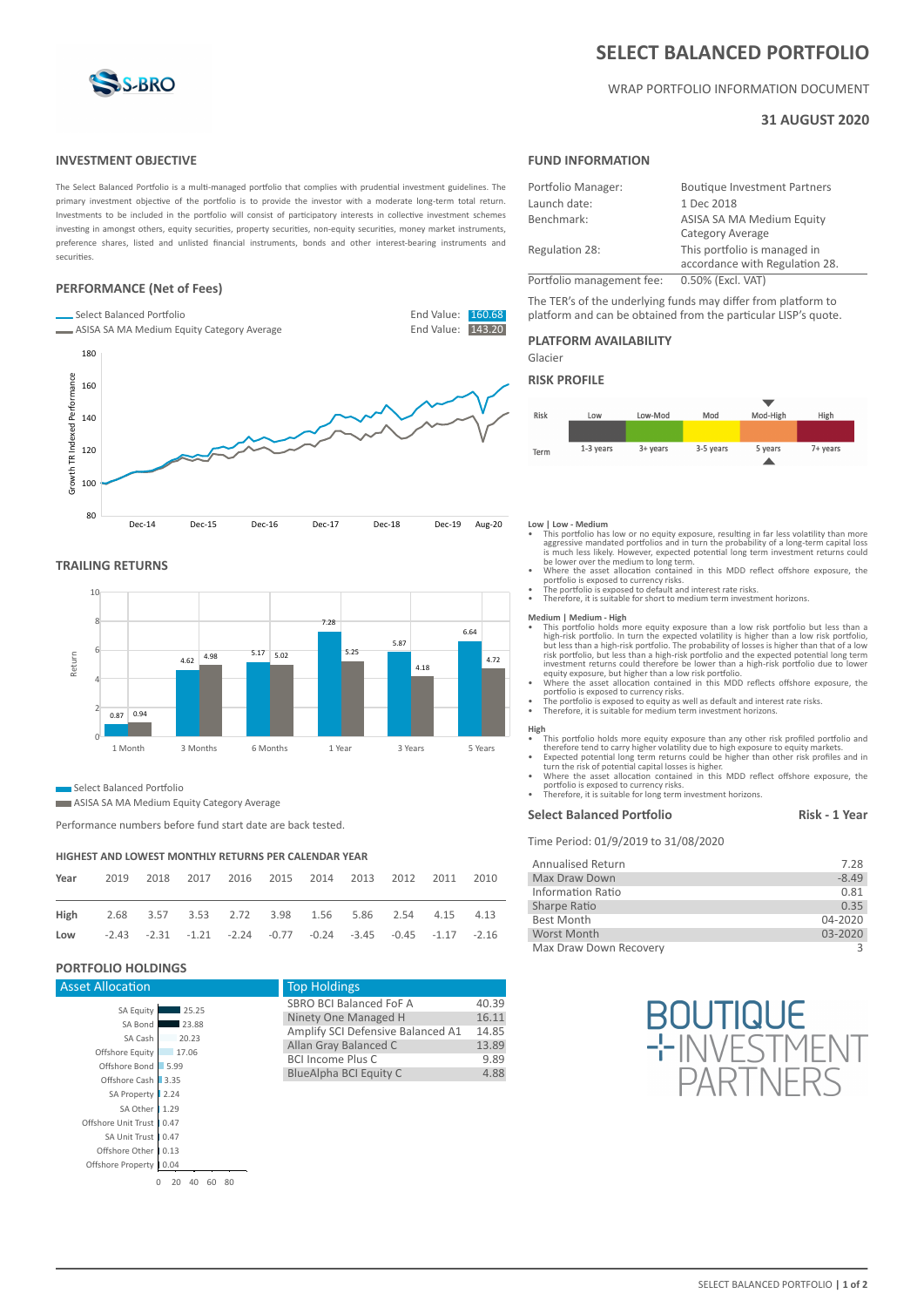# SELECT BALANCED PORTFOLIO

WRAP PORTFOLIO INFORMATION DOCUMENT

**31 AUGUST 2020**

## INVESTMENT OBJECTIVE

The Select Balanced Portfolio is a multi-managed portfolio that complies with prudential investment guidelines. The primary investment objective of the portfolio is to provide the investor with a moderate long-term total return. Investments to be included in the portfolio will consist of participatory interests in collective investment schemes investing in amongst others, equity securities, property securities, non-equity securities, money market instruments, preference shares, listed and unlisted financial instruments, bonds and other interest-bearing instruments and securities.

## PERFORMANCE (Net of Fees)

- Select Balanced Portfolio — End Value: 160.68
- ASISA SA MA Medium Equity Category Average — End Value: 143.20

## TRAILING RETURNS

| | 1 Month | 3 Months | 6 Months | 1 Year | 3 Years | 5 Years |
|---|---|---|---|---|---|---|
| Select Balanced Portfolio | 0.87 | 4.62 | 5.17 | 7.28 | 5.87 | 6.64 |
| ASISA SA MA Medium Equity Category Average | 0.94 | 4.98 | 5.02 | 5.25 | 4.18 | 4.72 |

Performance numbers before fund start date are back tested.

## HIGHEST AND LOWEST MONTHLY RETURNS PER CALENDAR YEAR

| Year | 2019 | 2018 | 2017 | 2016 | 2015 | 2014 | 2013 | 2012 | 2011 | 2010 |
|---|---|---|---|---|---|---|---|---|---|---|
| High | 2.68 | 3.57 | 3.53 | 2.72 | 3.98 | 1.56 | 5.86 | 2.54 | 4.15 | 4.13 |
| Low | -2.43 | -2.31 | -1.21 | -2.24 | -0.77 | -0.24 | -3.45 | -0.45 | -1.17 | -2.16 |

## PORTFOLIO HOLDINGS

### Asset Allocation

| Asset | % |
|---|---|
| SA Equity | 25.25 |
| SA Bond | 23.88 |
| SA Cash | 20.23 |
| Offshore Equity | 17.06 |
| Offshore Bond | 5.99 |
| Offshore Cash | 3.35 |
| SA Property | 2.24 |
| SA Other | 1.29 |
| Offshore Unit Trust | 0.47 |
| SA Unit Trust | 0.47 |
| Offshore Other | 0.13 |
| Offshore Property | 0.04 |

### Top Holdings

| Holding | % |
|---|---|
| SBRO BCI Balanced FoF A | 40.39 |
| Ninety One Managed H | 16.11 |
| Amplify SCI Defensive Balanced A1 | 14.85 |
| Allan Gray Balanced C | 13.89 |
| BCI Income Plus C | 9.89 |
| BlueAlpha BCI Equity C | 4.88 |

## FUND INFORMATION

| | |
|---|---|
| Portfolio Manager: | Boutique Investment Partners |
| Launch date: | 1 Dec 2018 |
| Benchmark: | ASISA SA MA Medium Equity Category Average |
| Regulation 28: | This portfolio is managed in accordance with Regulation 28. |
| Portfolio management fee: | 0.50% (Excl. VAT) |

The TER's of the underlying funds may differ from platform to platform and can be obtained from the particular LISP's quote.

## PLATFORM AVAILABILITY

Glacier

## RISK PROFILE

| Risk | Low | Low-Mod | Mod | Mod-High | High |
|---|---|---|---|---|---|
| Term | 1-3 years | 3+ years | 3-5 years | 5 years | 7+ years |

**Low | Low - Medium**

- This portfolio has low or no equity exposure, resulting in far less volatility than more aggressive mandated portfolios and in turn the probability of a long-term capital loss is much less likely. However, expected potential long term investment returns could be lower over the medium to long term.
- Where the asset allocation contained in this MDD reflect offshore exposure, the portfolio is exposed to currency risks.
- The portfolio is exposed to default and interest rate risks.
- Therefore, it is suitable for short to medium term investment horizons.

**Medium | Medium - High**

- This portfolio holds more equity exposure than a low risk portfolio but less than a high-risk portfolio. In turn the expected volatility is higher than a low risk portfolio, but less than a high-risk portfolio. The probability of losses is higher than that of a low risk portfolio, but less than a high-risk portfolio and the expected potential long term investment returns could therefore be lower than a high-risk portfolio due to lower equity exposure, but higher than a low risk portfolio.
- Where the asset allocation contained in this MDD reflects offshore exposure, the portfolio is exposed to currency risks.
- The portfolio is exposed to equity as well as default and interest rate risks.
- Therefore, it is suitable for medium term investment horizons.

**High**

- This portfolio holds more equity exposure than any other risk profiled portfolio and therefore tend to carry higher volatility due to high exposure to equity markets.
- Expected potential long term returns could be higher than other risk profiles and in turn the risk of potential capital losses is higher.
- Where the asset allocation contained in this MDD reflect offshore exposure, the portfolio is exposed to currency risks.
- Therefore, it is suitable for long term investment horizons.

## Select Balanced Portfolio — Risk - 1 Year

Time Period: 01/9/2019 to 31/08/2020

| | |
|---|---|
| Annualised Return | 7.28 |
| Max Draw Down | -8.49 |
| Information Ratio | 0.81 |
| Sharpe Ratio | 0.35 |
| Best Month | 04-2020 |
| Worst Month | 03-2020 |
| Max Draw Down Recovery | 3 |

BOUTIQUE INVESTMENT PARTNERS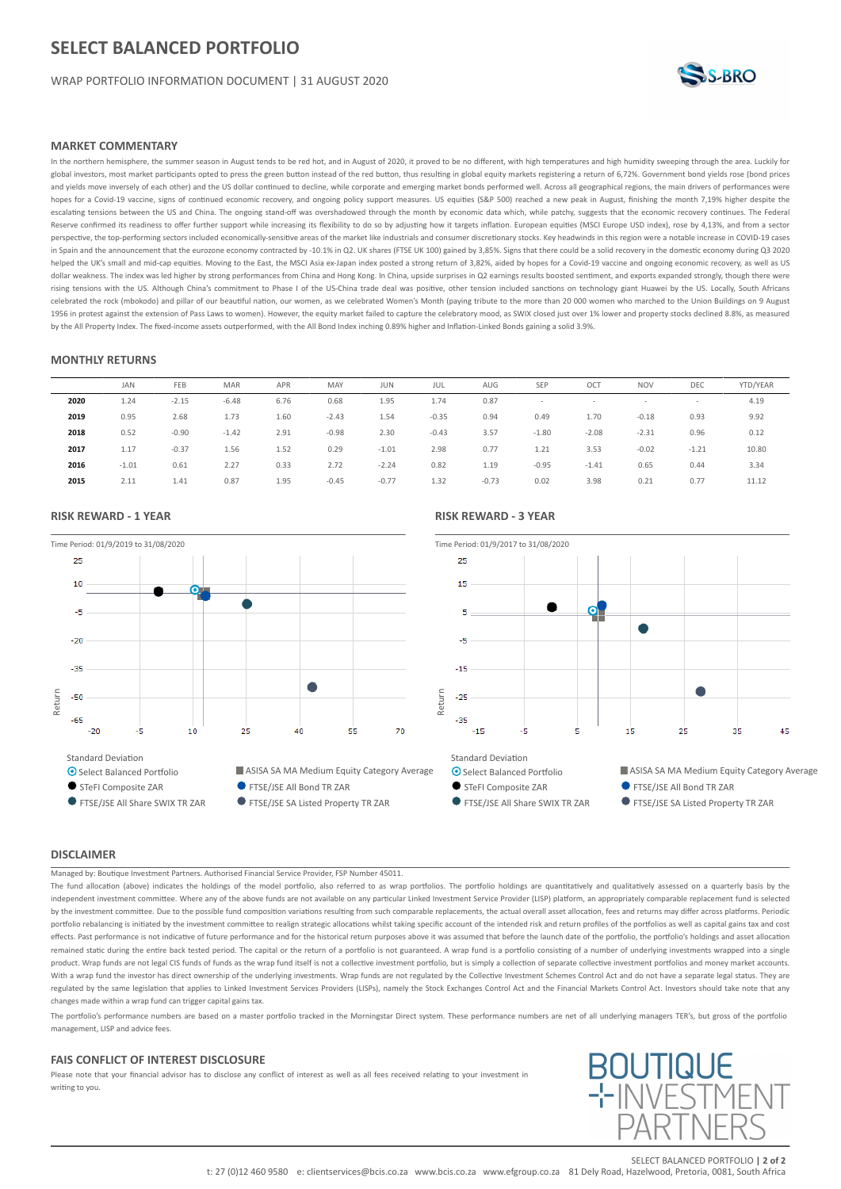# SELECT BALANCED PORTFOLIO

WRAP PORTFOLIO INFORMATION DOCUMENT | 31 AUGUST 2020

## MARKET COMMENTARY

In the northern hemisphere, the summer season in August tends to be red hot, and in August of 2020, it proved to be no different, with high temperatures and high humidity sweeping through the area. Luckily for global investors, most market participants opted to press the green button instead of the red button, thus resulting in global equity markets registering a return of 6,72%. Government bond yields rose (bond prices and yields move inversely of each other) and the US dollar continued to decline, while corporate and emerging market bonds performed well. Across all geographical regions, the main drivers of performances were hopes for a Covid-19 vaccine, signs of continued economic recovery, and ongoing policy support measures. US equities (S&P 500) reached a new peak in August, finishing the month 7,19% higher despite the escalating tensions between the US and China. The ongoing stand-off was overshadowed through the month by economic data which, while patchy, suggests that the economic recovery continues. The Federal Reserve confirmed its readiness to offer further support while increasing its flexibility to do so by adjusting how it targets inflation. European equities (MSCI Europe USD index), rose by 4,13%, and from a sector perspective, the top-performing sectors included economically-sensitive areas of the market like industrials and consumer discretionary stocks. Key headwinds in this region were a notable increase in COVID-19 cases in Spain and the announcement that the eurozone economy contracted by -10.1% in Q2. UK shares (FTSE UK 100) gained by 3,85%. Signs that there could be a solid recovery in the domestic economy during Q3 2020 helped the UK's small and mid-cap equities. Moving to the East, the MSCI Asia ex-Japan index posted a strong return of 3,82%, aided by hopes for a Covid-19 vaccine and ongoing economic recovery, as well as US dollar weakness. The index was led higher by strong performances from China and Hong Kong. In China, upside surprises in Q2 earnings results boosted sentiment, and exports expanded strongly, though there were rising tensions with the US. Although China's commitment to Phase I of the US-China trade deal was positive, other tension included sanctions on technology giant Huawei by the US. Locally, South Africans celebrated the rock (mbokodo) and pillar of our beautiful nation, our women, as we celebrated Women's Month (paying tribute to the more than 20 000 women who marched to the Union Buildings on 9 August 1956 in protest against the extension of Pass Laws to women). However, the equity market failed to capture the celebratory mood, as SWIX closed just over 1% lower and property stocks declined 8.8%, as measured by the All Property Index. The fixed-income assets outperformed, with the All Bond Index inching 0.89% higher and Inflation-Linked Bonds gaining a solid 3.9%.

## MONTHLY RETURNS

| | JAN | FEB | MAR | APR | MAY | JUN | JUL | AUG | SEP | OCT | NOV | DEC | YTD/YEAR |
|---|---|---|---|---|---|---|---|---|---|---|---|---|---|
| **2020** | 1.24 | -2.15 | -6.48 | 6.76 | 0.68 | 1.95 | 1.74 | 0.87 | - | - | - | - | 4.19 |
| **2019** | 0.95 | 2.68 | 1.73 | 1.60 | -2.43 | 1.54 | -0.35 | 0.94 | 0.49 | 1.70 | -0.18 | 0.93 | 9.92 |
| **2018** | 0.52 | -0.90 | -1.42 | 2.91 | -0.98 | 2.30 | -0.43 | 3.57 | -1.80 | -2.08 | -2.31 | 0.96 | 0.12 |
| **2017** | 1.17 | -0.37 | 1.56 | 1.52 | 0.29 | -1.01 | 2.98 | 0.77 | 1.21 | 3.53 | -0.02 | -1.21 | 10.80 |
| **2016** | -1.01 | 0.61 | 2.27 | 0.33 | 2.72 | -2.24 | 0.82 | 1.19 | -0.95 | -1.41 | 0.65 | 0.44 | 3.34 |
| **2015** | 2.11 | 1.41 | 0.87 | 1.95 | -0.45 | -0.77 | 1.32 | -0.73 | 0.02 | 3.98 | 0.21 | 0.77 | 11.12 |

## RISK REWARD - 1 YEAR

Time Period: 01/9/2019 to 31/08/2020

Return

Standard Deviation

- Select Balanced Portfolio
- ASISA SA MA Medium Equity Category Average
- STeFI Composite ZAR
- FTSE/JSE All Bond TR ZAR
- FTSE/JSE All Share SWIX TR ZAR
- FTSE/JSE SA Listed Property TR ZAR

## RISK REWARD - 3 YEAR

Time Period: 01/9/2017 to 31/08/2020

Return

Standard Deviation

- Select Balanced Portfolio
- ASISA SA MA Medium Equity Category Average
- STeFI Composite ZAR
- FTSE/JSE All Bond TR ZAR
- FTSE/JSE All Share SWIX TR ZAR
- FTSE/JSE SA Listed Property TR ZAR

## DISCLAIMER

Managed by: Boutique Investment Partners. Authorised Financial Service Provider, FSP Number 45011.

The fund allocation (above) indicates the holdings of the model portfolio, also referred to as wrap portfolios. The portfolio holdings are quantitatively and qualitatively assessed on a quarterly basis by the independent investment committee. Where any of the above funds are not available on any particular Linked Investment Service Provider (LISP) platform, an appropriately comparable replacement fund is selected by the investment committee. Due to the possible fund composition variations resulting from such comparable replacements, the actual overall asset allocation, fees and returns may differ across platforms. Periodic portfolio rebalancing is initiated by the investment committee to realign strategic allocations whilst taking specific account of the intended risk and return profiles of the portfolios as well as capital gains tax and cost effects. Past performance is not indicative of future performance and for the historical return purposes above it was assumed that before the launch date of the portfolio, the portfolio's holdings and asset allocation remained static during the entire back tested period. The capital or the return of a portfolio is not guaranteed. A wrap fund is a portfolio consisting of a number of underlying investments wrapped into a single product. Wrap funds are not legal CIS funds of funds as the wrap fund itself is not a collective investment portfolio, but is simply a collection of separate collective investment portfolios and money market accounts. With a wrap fund the investor has direct ownership of the underlying investments. Wrap funds are not regulated by the Collective Investment Schemes Control Act and do not have a separate legal status. They are regulated by the same legislation that applies to Linked Investment Services Providers (LISPs), namely the Stock Exchanges Control Act and the Financial Markets Control Act. Investors should take note that any changes made within a wrap fund can trigger capital gains tax.

The portfolio's performance numbers are based on a master portfolio tracked in the Morningstar Direct system. These performance numbers are net of all underlying managers TER's, but gross of the portfolio management, LISP and advice fees.

## FAIS CONFLICT OF INTEREST DISCLOSURE

Please note that your financial advisor has to disclose any conflict of interest as well as all fees received relating to your investment in writing to you.

t: 27 (0)12 460 9580 e: clientservices@bcis.co.za www.bcis.co.za www.efgroup.co.za 81 Dely Road, Hazelwood, Pretoria, 0081, South Africa